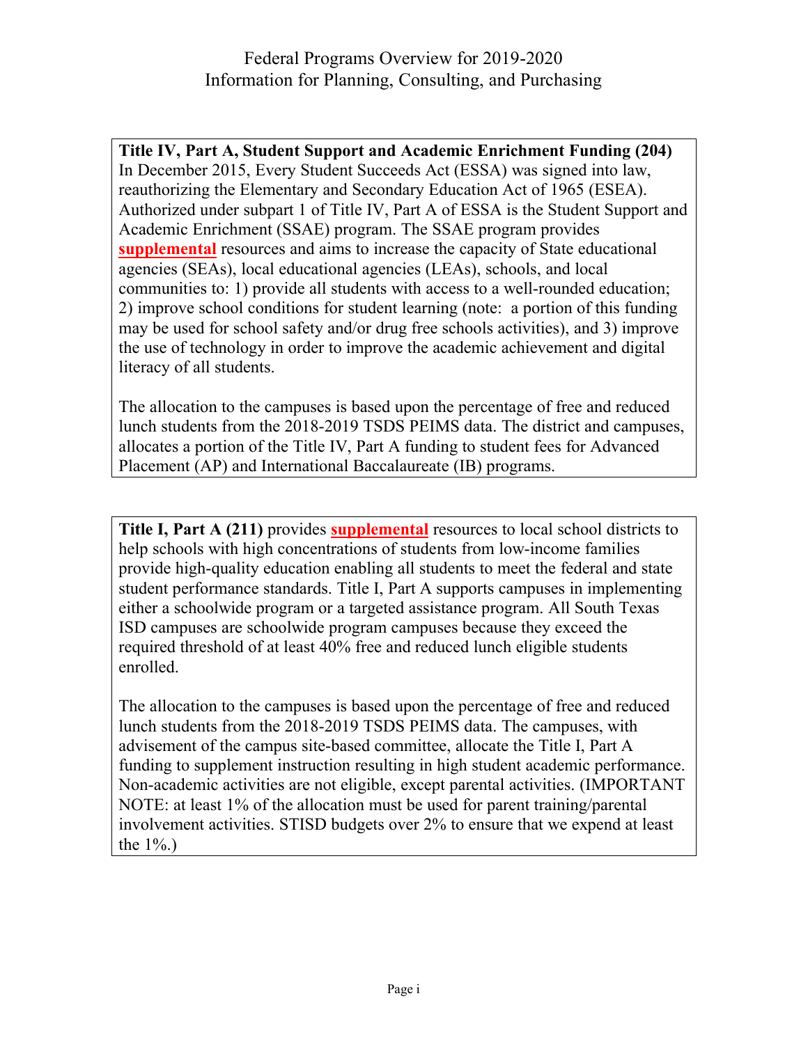# Federal Programs Overview for 2019-2020
## Information for Planning, Consulting, and Purchasing

**Title IV, Part A, Student Support and Academic Enrichment Funding (204)**
In December 2015, Every Student Succeeds Act (ESSA) was signed into law, reauthorizing the Elementary and Secondary Education Act of 1965 (ESEA). Authorized under subpart 1 of Title IV, Part A of ESSA is the Student Support and Academic Enrichment (SSAE) program. The SSAE program provides **supplemental** resources and aims to increase the capacity of State educational agencies (SEAs), local educational agencies (LEAs), schools, and local communities to: 1) provide all students with access to a well-rounded education; 2) improve school conditions for student learning (note: a portion of this funding may be used for school safety and/or drug free schools activities), and 3) improve the use of technology in order to improve the academic achievement and digital literacy of all students.

The allocation to the campuses is based upon the percentage of free and reduced lunch students from the 2018-2019 TSDS PEIMS data. The district and campuses, allocates a portion of the Title IV, Part A funding to student fees for Advanced Placement (AP) and International Baccalaureate (IB) programs.

**Title I, Part A (211)** provides **supplemental** resources to local school districts to help schools with high concentrations of students from low-income families provide high-quality education enabling all students to meet the federal and state student performance standards. Title I, Part A supports campuses in implementing either a schoolwide program or a targeted assistance program. All South Texas ISD campuses are schoolwide program campuses because they exceed the required threshold of at least 40% free and reduced lunch eligible students enrolled.

The allocation to the campuses is based upon the percentage of free and reduced lunch students from the 2018-2019 TSDS PEIMS data. The campuses, with advisement of the campus site-based committee, allocate the Title I, Part A funding to supplement instruction resulting in high student academic performance. Non-academic activities are not eligible, except parental activities. (IMPORTANT NOTE: at least 1% of the allocation must be used for parent training/parental involvement activities. STISD budgets over 2% to ensure that we expend at least the 1%.)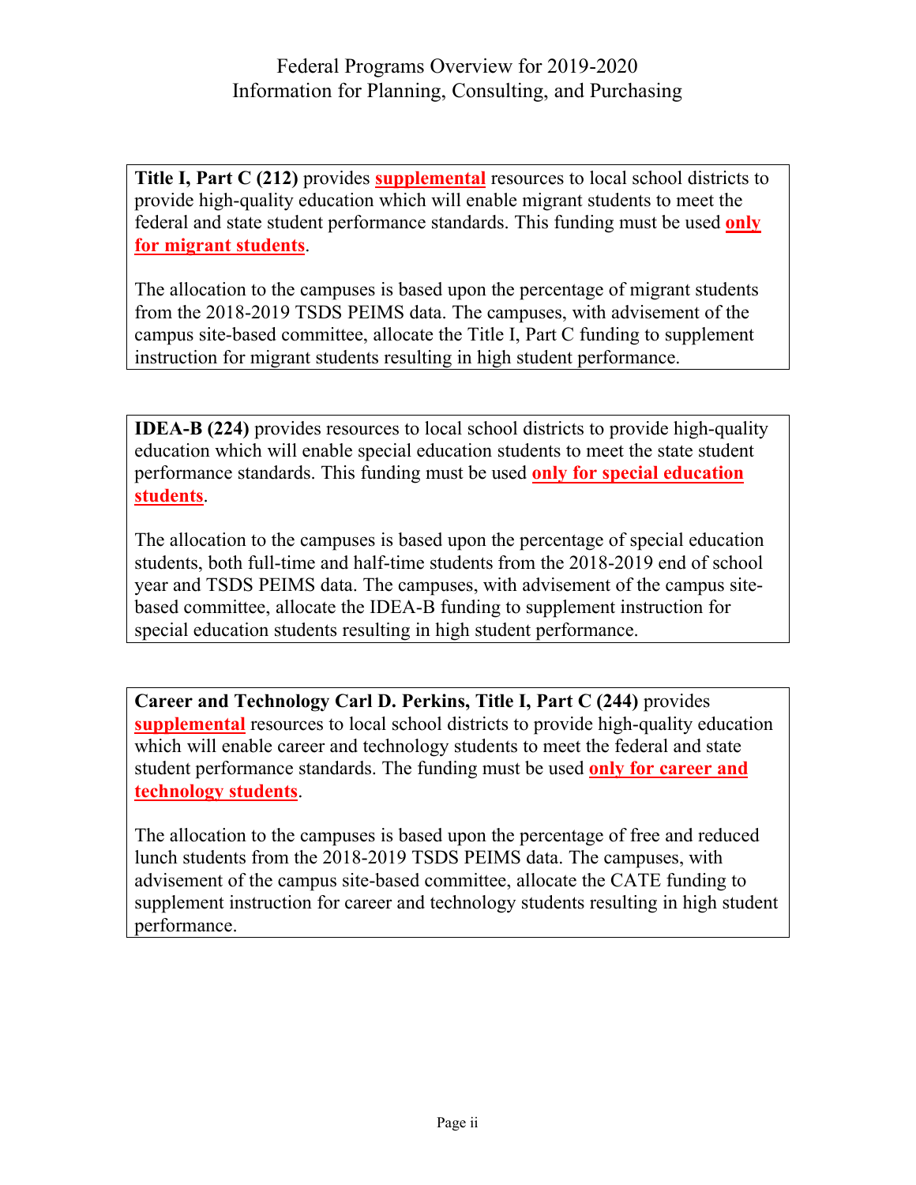# Federal Programs Overview for 2019-2020
## Information for Planning, Consulting, and Purchasing

**Title I, Part C (212)** provides **supplemental** resources to local school districts to provide high-quality education which will enable migrant students to meet the federal and state student performance standards. This funding must be used **only for migrant students**.

The allocation to the campuses is based upon the percentage of migrant students from the 2018-2019 TSDS PEIMS data. The campuses, with advisement of the campus site-based committee, allocate the Title I, Part C funding to supplement instruction for migrant students resulting in high student performance.

**IDEA-B (224)** provides resources to local school districts to provide high-quality education which will enable special education students to meet the state student performance standards. This funding must be used **only for special education students**.

The allocation to the campuses is based upon the percentage of special education students, both full-time and half-time students from the 2018-2019 end of school year and TSDS PEIMS data. The campuses, with advisement of the campus site-based committee, allocate the IDEA-B funding to supplement instruction for special education students resulting in high student performance.

**Career and Technology Carl D. Perkins, Title I, Part C (244)** provides **supplemental** resources to local school districts to provide high-quality education which will enable career and technology students to meet the federal and state student performance standards. The funding must be used **only for career and technology students**.

The allocation to the campuses is based upon the percentage of free and reduced lunch students from the 2018-2019 TSDS PEIMS data. The campuses, with advisement of the campus site-based committee, allocate the CATE funding to supplement instruction for career and technology students resulting in high student performance.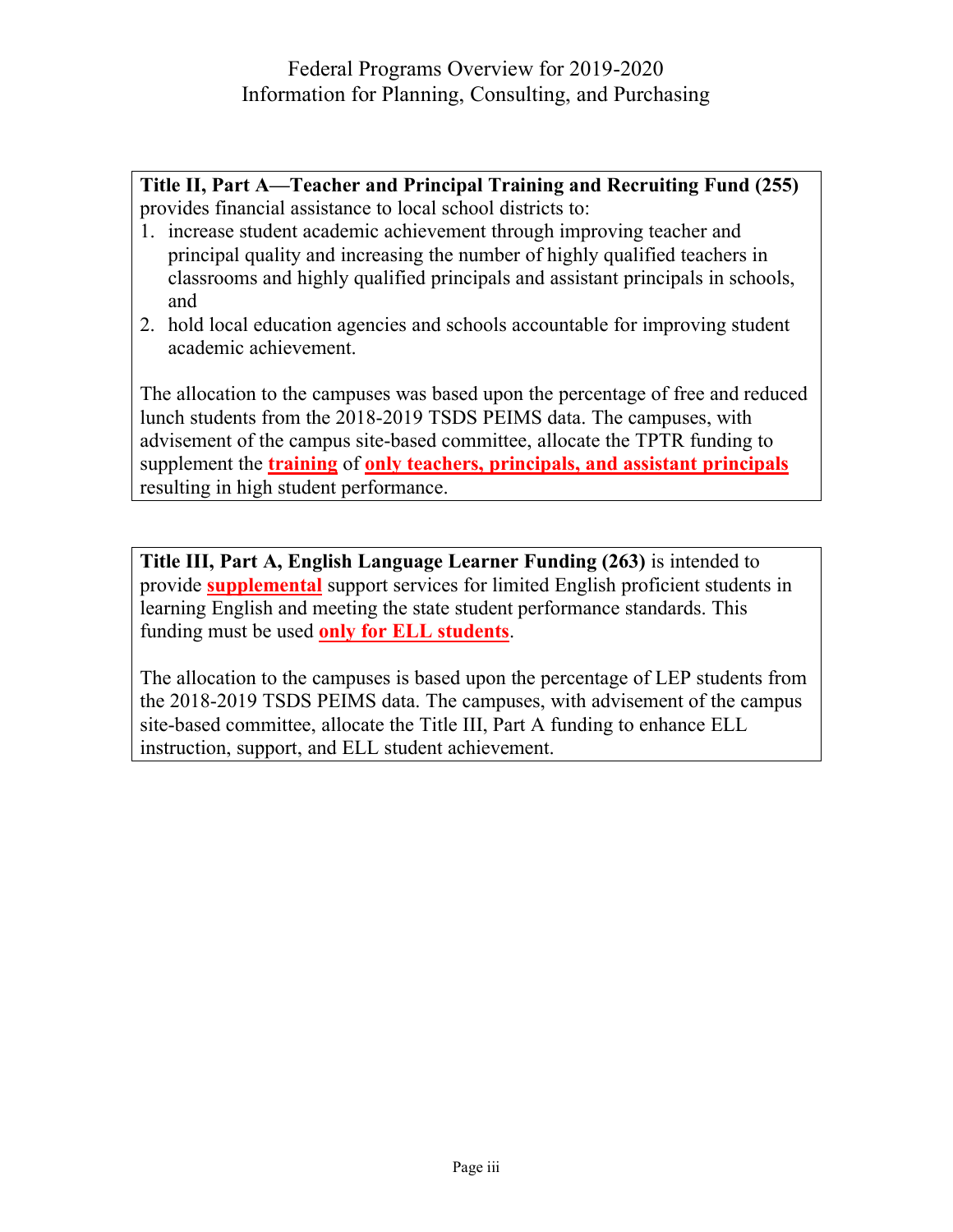**Title II, Part A—Teacher and Principal Training and Recruiting Fund (255)** provides financial assistance to local school districts to:

1. increase student academic achievement through improving teacher and principal quality and increasing the number of highly qualified teachers in classrooms and highly qualified principals and assistant principals in schools, and
2. hold local education agencies and schools accountable for improving student academic achievement.

The allocation to the campuses was based upon the percentage of free and reduced lunch students from the 2018-2019 TSDS PEIMS data. The campuses, with advisement of the campus site-based committee, allocate the TPTR funding to supplement the **training** of **only teachers, principals, and assistant principals** resulting in high student performance.

**Title III, Part A, English Language Learner Funding (263)** is intended to provide **supplemental** support services for limited English proficient students in learning English and meeting the state student performance standards. This funding must be used **only for ELL students**.

The allocation to the campuses is based upon the percentage of LEP students from the 2018-2019 TSDS PEIMS data. The campuses, with advisement of the campus site-based committee, allocate the Title III, Part A funding to enhance ELL instruction, support, and ELL student achievement.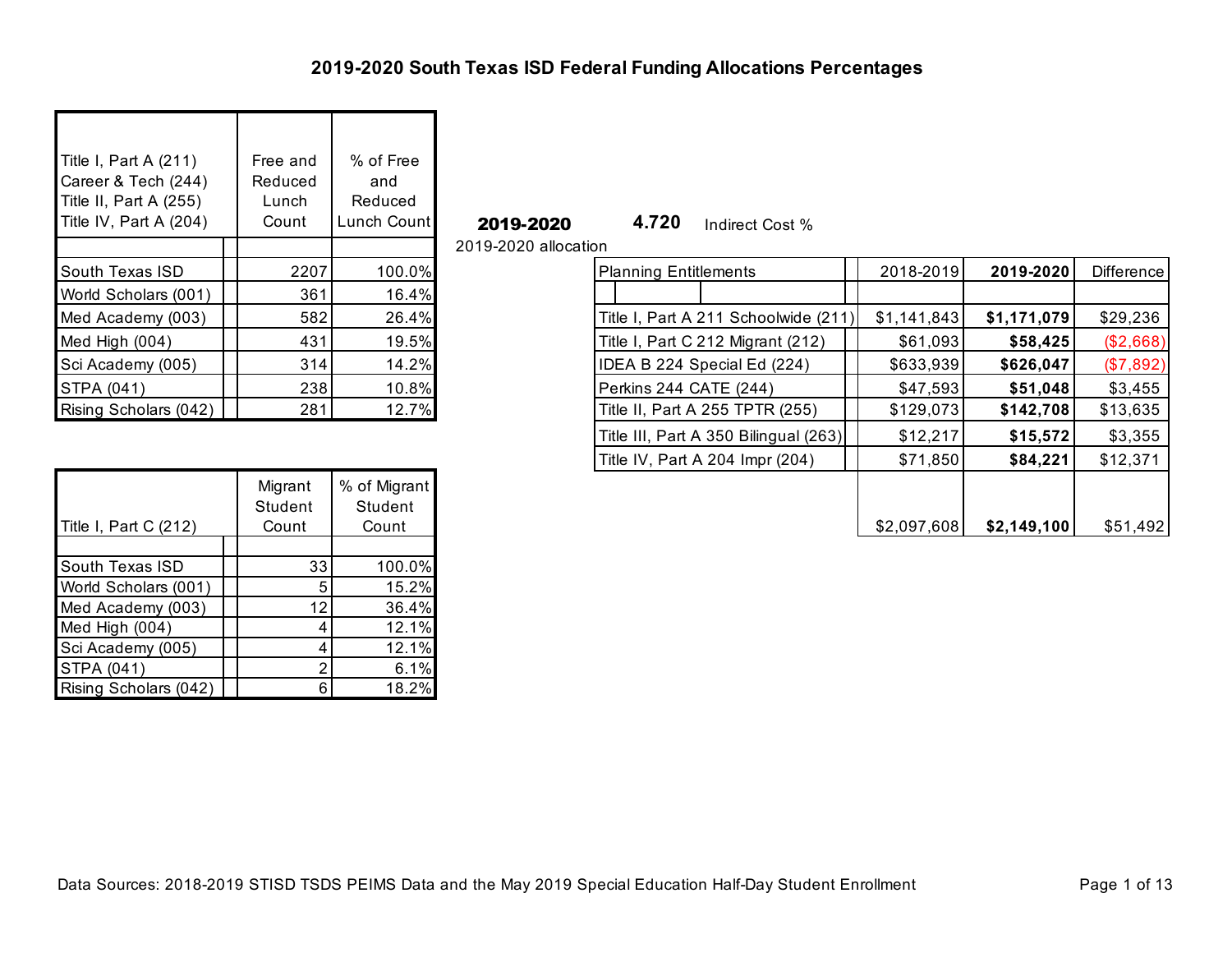# 2019-2020 South Texas ISD Federal Funding Allocations Percentages

| Title I, Part A (211)<br>Career & Tech (244)<br>Title II, Part A (255)<br>Title IV, Part A (204) | Free and Reduced Lunch Count | % of Free and Reduced Lunch Count |
|---|---|---|
| South Texas ISD | 2207 | 100.0% |
| World Scholars (001) | 361 | 16.4% |
| Med Academy (003) | 582 | 26.4% |
| Med High (004) | 431 | 19.5% |
| Sci Academy (005) | 314 | 14.2% |
| STPA (041) | 238 | 10.8% |
| Rising Scholars (042) | 281 | 12.7% |

| Title I, Part C (212) | Migrant Student Count | % of Migrant Student Count |
|---|---|---|
| South Texas ISD | 33 | 100.0% |
| World Scholars (001) | 5 | 15.2% |
| Med Academy (003) | 12 | 36.4% |
| Med High (004) | 4 | 12.1% |
| Sci Academy (005) | 4 | 12.1% |
| STPA (041) | 2 | 6.1% |
| Rising Scholars (042) | 6 | 18.2% |

**2019-2020** **4.720** Indirect Cost %

2019-2020 allocation

| Planning Entitlements | 2018-2019 | **2019-2020** | Difference |
|---|---|---|---|
| Title I, Part A 211 Schoolwide (211) | $1,141,843 | **$1,171,079** | $29,236 |
| Title I, Part C 212 Migrant (212) | $61,093 | **$58,425** | ($2,668) |
| IDEA B 224 Special Ed (224) | $633,939 | **$626,047** | ($7,892) |
| Perkins 244 CATE (244) | $47,593 | **$51,048** | $3,455 |
| Title II, Part A 255 TPTR (255) | $129,073 | **$142,708** | $13,635 |
| Title III, Part A 350 Bilingual (263) | $12,217 | **$15,572** | $3,355 |
| Title IV, Part A 204 Impr (204) | $71,850 | **$84,221** | $12,371 |
| | $2,097,608 | **$2,149,100** | $51,492 |

Data Sources: 2018-2019 STISD TSDS PEIMS Data and the May 2019 Special Education Half-Day Student Enrollment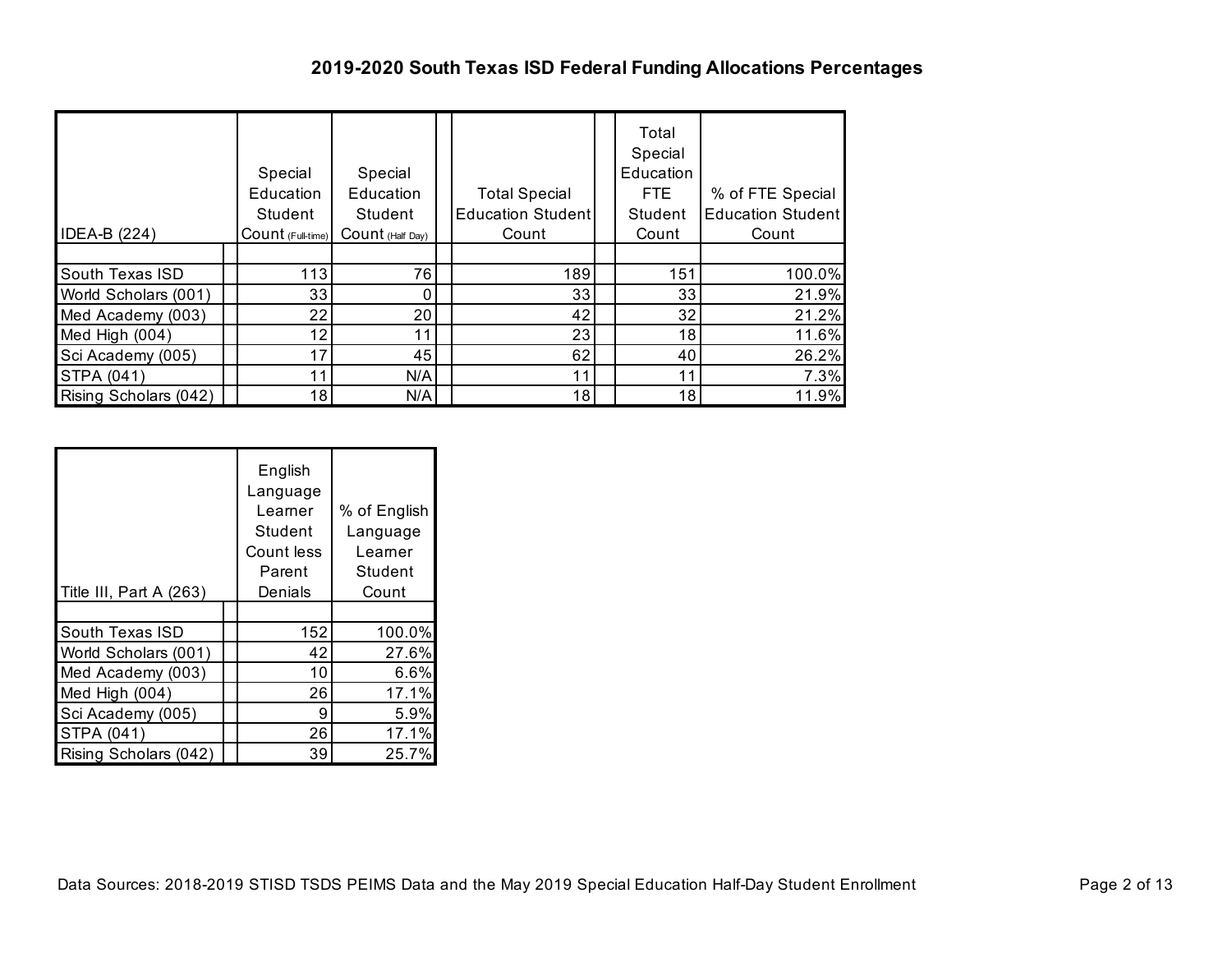# 2019-2020 South Texas ISD Federal Funding Allocations Percentages

| IDEA-B (224) | Special Education Student Count (Full-time) | Special Education Student Count (Half Day) | Total Special Education Student Count | Total Special Education FTE Student Count | % of FTE Special Education Student Count |
|---|---|---|---|---|---|
| South Texas ISD | 113 | 76 | 189 | 151 | 100.0% |
| World Scholars (001) | 33 | 0 | 33 | 33 | 21.9% |
| Med Academy (003) | 22 | 20 | 42 | 32 | 21.2% |
| Med High (004) | 12 | 11 | 23 | 18 | 11.6% |
| Sci Academy (005) | 17 | 45 | 62 | 40 | 26.2% |
| STPA (041) | 11 | N/A | 11 | 11 | 7.3% |
| Rising Scholars (042) | 18 | N/A | 18 | 18 | 11.9% |

| Title III, Part A (263) | English Language Learner Student Count less Parent Denials | % of English Language Learner Student Count |
|---|---|---|
| South Texas ISD | 152 | 100.0% |
| World Scholars (001) | 42 | 27.6% |
| Med Academy (003) | 10 | 6.6% |
| Med High (004) | 26 | 17.1% |
| Sci Academy (005) | 9 | 5.9% |
| STPA (041) | 26 | 17.1% |
| Rising Scholars (042) | 39 | 25.7% |

Data Sources: 2018-2019 STISD TSDS PEIMS Data and the May 2019 Special Education Half-Day Student Enrollment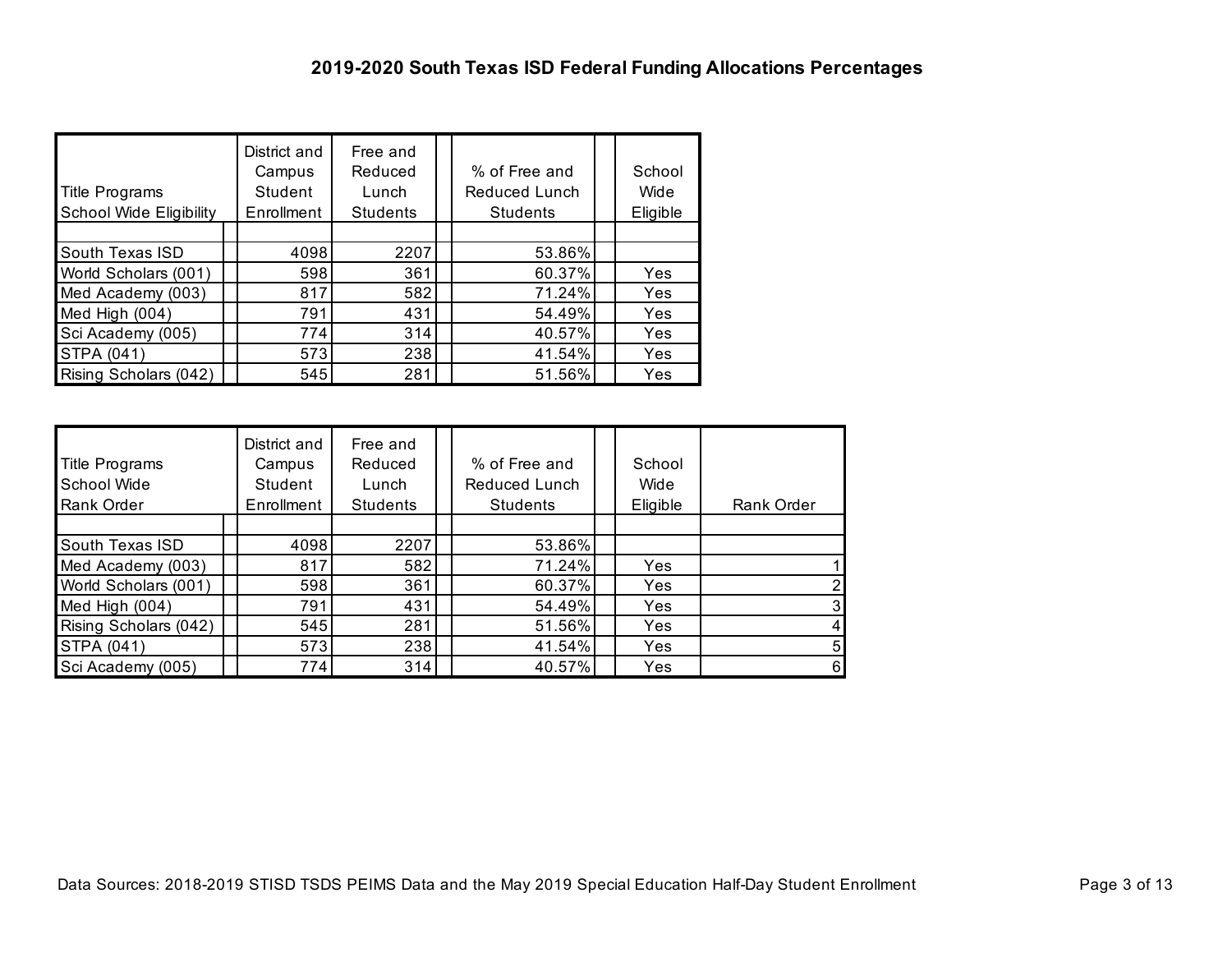### 2019-2020 South Texas ISD Federal Funding Allocations Percentages

| Title Programs School Wide Eligibility | District and Campus Student Enrollment | Free and Reduced Lunch Students | % of Free and Reduced Lunch Students | School Wide Eligible |
|---|---|---|---|---|
| South Texas ISD | 4098 | 2207 | 53.86% | |
| World Scholars (001) | 598 | 361 | 60.37% | Yes |
| Med Academy (003) | 817 | 582 | 71.24% | Yes |
| Med High (004) | 791 | 431 | 54.49% | Yes |
| Sci Academy (005) | 774 | 314 | 40.57% | Yes |
| STPA (041) | 573 | 238 | 41.54% | Yes |
| Rising Scholars (042) | 545 | 281 | 51.56% | Yes |

| Title Programs School Wide Rank Order | District and Campus Student Enrollment | Free and Reduced Lunch Students | % of Free and Reduced Lunch Students | School Wide Eligible | Rank Order |
|---|---|---|---|---|---|
| South Texas ISD | 4098 | 2207 | 53.86% | | |
| Med Academy (003) | 817 | 582 | 71.24% | Yes | 1 |
| World Scholars (001) | 598 | 361 | 60.37% | Yes | 2 |
| Med High (004) | 791 | 431 | 54.49% | Yes | 3 |
| Rising Scholars (042) | 545 | 281 | 51.56% | Yes | 4 |
| STPA (041) | 573 | 238 | 41.54% | Yes | 5 |
| Sci Academy (005) | 774 | 314 | 40.57% | Yes | 6 |

Data Sources: 2018-2019 STISD TSDS PEIMS Data and the May 2019 Special Education Half-Day Student Enrollment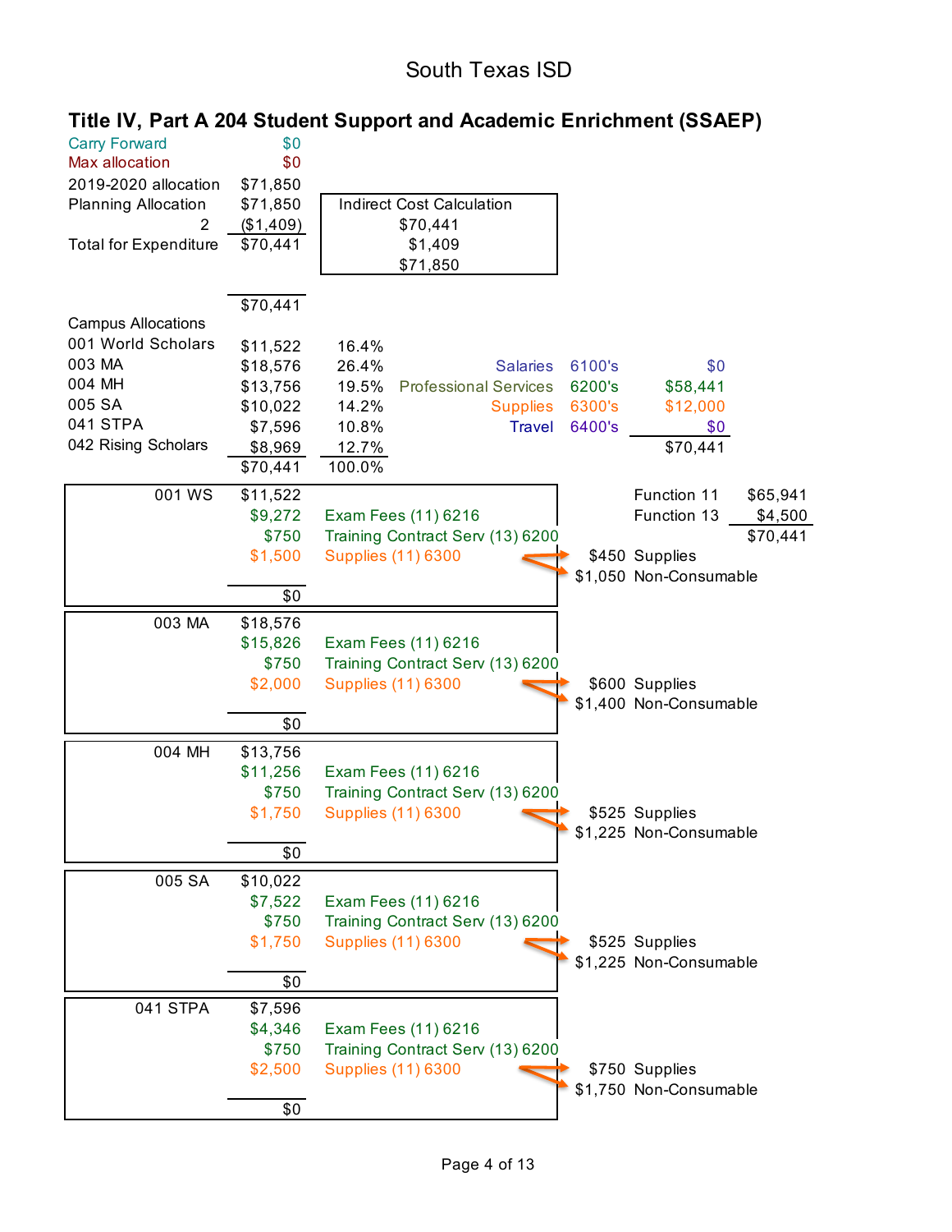# South Texas ISD

## Title IV, Part A 204 Student Support and Academic Enrichment (SSAEP)

| | |
|---|---|
| Carry Forward | $0 |
| Max allocation | $0 |
| 2019-2020 allocation | $71,850 |
| Planning Allocation | $71,850 |
| 2 | ($1,409) |
| Total for Expenditure | $70,441 |

| Indirect Cost Calculation |
|---|
| $70,441 |
| $1,409 |
| $71,850 |

$70,441

| Campus Allocations | | |
|---|---|---|
| 001 World Scholars | $11,522 | 16.4% |
| 003 MA | $18,576 | 26.4% |
| 004 MH | $13,756 | 19.5% |
| 005 SA | $10,022 | 14.2% |
| 041 STPA | $7,596 | 10.8% |
| 042 Rising Scholars | $8,969 | 12.7% |
| | $70,441 | 100.0% |

| | | |
|---|---|---|
| Salaries | 6100's | $0 |
| Professional Services | 6200's | $58,441 |
| Supplies | 6300's | $12,000 |
| Travel | 6400's | $0 |
| | | $70,441 |

| | |
|---|---|
| Function 11 | $65,941 |
| Function 13 | $4,500 |
| | $70,441 |

| 001 WS | $11,522 | | |
|---|---|---|---|
| | $9,272 | Exam Fees (11) 6216 | |
| | $750 | Training Contract Serv (13) 6200 | |
| | $1,500 | Supplies (11) 6300 | $450 Supplies; $1,050 Non-Consumable |
| | $0 | | |

| 003 MA | $18,576 | | |
|---|---|---|---|
| | $15,826 | Exam Fees (11) 6216 | |
| | $750 | Training Contract Serv (13) 6200 | |
| | $2,000 | Supplies (11) 6300 | $600 Supplies; $1,400 Non-Consumable |
| | $0 | | |

| 004 MH | $13,756 | | |
|---|---|---|---|
| | $11,256 | Exam Fees (11) 6216 | |
| | $750 | Training Contract Serv (13) 6200 | |
| | $1,750 | Supplies (11) 6300 | $525 Supplies; $1,225 Non-Consumable |
| | $0 | | |

| 005 SA | $10,022 | | |
|---|---|---|---|
| | $7,522 | Exam Fees (11) 6216 | |
| | $750 | Training Contract Serv (13) 6200 | |
| | $1,750 | Supplies (11) 6300 | $525 Supplies; $1,225 Non-Consumable |
| | $0 | | |

| 041 STPA | $7,596 | | |
|---|---|---|---|
| | $4,346 | Exam Fees (11) 6216 | |
| | $750 | Training Contract Serv (13) 6200 | |
| | $2,500 | Supplies (11) 6300 | $750 Supplies; $1,750 Non-Consumable |
| | $0 | | |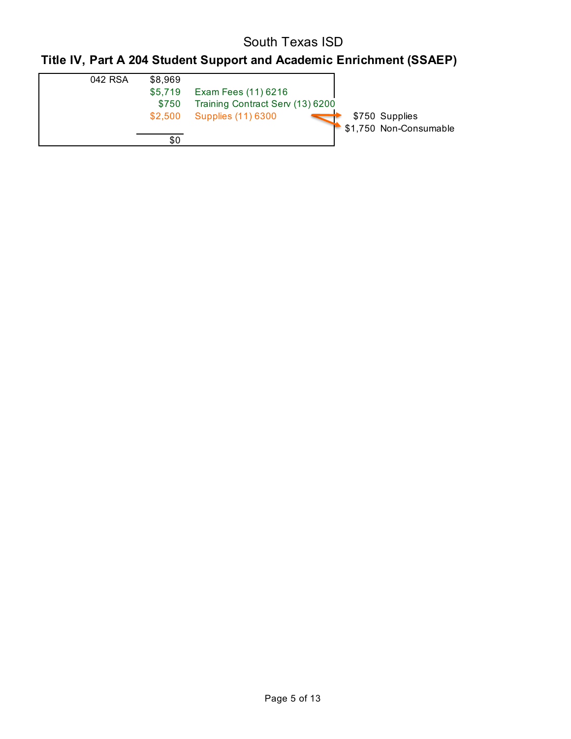# South Texas ISD

## Title IV, Part A 204 Student Support and Academic Enrichment (SSAEP)

| | | | |
|---|---|---|---|
| 042 RSA | $8,969 | | |
| | $5,719 | Exam Fees (11) 6216 | |
| | $750 | Training Contract Serv (13) 6200 | |
| | $2,500 | Supplies (11) 6300 | → $750 Supplies |
| | | | → $1,750 Non-Consumable |
| | $0 | | |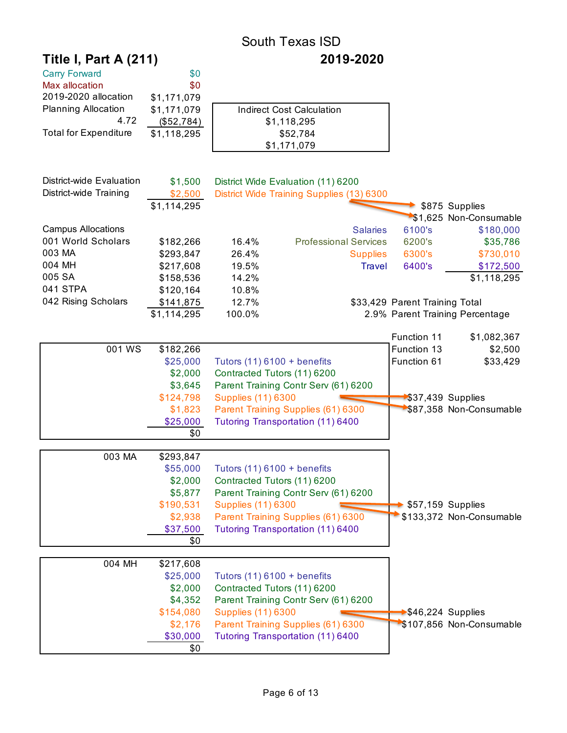# South Texas ISD

## Title I, Part A (211) — 2019-2020

| | |
|---|---|
| Carry Forward | $0 |
| Max allocation | $0 |
| 2019-2020 allocation | $1,171,079 |
| Planning Allocation | $1,171,079 |
| 4.72 | ($52,784) |
| Total for Expenditure | $1,118,295 |

| Indirect Cost Calculation |
|---|
| $1,118,295 |
| $52,784 |
| $1,171,079 |

| | | |
|---|---|---|
| District-wide Evaluation | $1,500 | District Wide Evaluation (11) 6200 |
| District-wide Training | $2,500 | District Wide Training Supplies (13) 6300 |
| | $1,114,295 | |

District Wide Training Supplies → $875 Supplies; $1,625 Non-Consumable

| Campus Allocations | | |
|---|---|---|
| 001 World Scholars | $182,266 | 16.4% |
| 003 MA | $293,847 | 26.4% |
| 004 MH | $217,608 | 19.5% |
| 005 SA | $158,536 | 14.2% |
| 041 STPA | $120,164 | 10.8% |
| 042 Rising Scholars | $141,875 | 12.7% |
| | $1,114,295 | 100.0% |

| | | |
|---|---|---|
| Salaries | 6100's | $180,000 |
| Professional Services | 6200's | $35,786 |
| Supplies | 6300's | $730,010 |
| Travel | 6400's | $172,500 |
| | | $1,118,295 |

| | |
|---|---|
| $33,429 | Parent Training Total |
| 2.9% | Parent Training Percentage |

| | |
|---|---|
| Function 11 | $1,082,367 |
| Function 13 | $2,500 |
| Function 61 | $33,429 |

### 001 WS

| | |
|---|---|
| 001 WS | $182,266 |
| $25,000 | Tutors (11) 6100 + benefits |
| $2,000 | Contracted Tutors (11) 6200 |
| $3,645 | Parent Training Contr Serv (61) 6200 |
| $124,798 | Supplies (11) 6300 |
| $1,823 | Parent Training Supplies (61) 6300 |
| $25,000 | Tutoring Transportation (11) 6400 |
| $0 | |

Supplies (11) 6300 → $37,439 Supplies; $87,358 Non-Consumable

### 003 MA

| | |
|---|---|
| 003 MA | $293,847 |
| $55,000 | Tutors (11) 6100 + benefits |
| $2,000 | Contracted Tutors (11) 6200 |
| $5,877 | Parent Training Contr Serv (61) 6200 |
| $190,531 | Supplies (11) 6300 |
| $2,938 | Parent Training Supplies (61) 6300 |
| $37,500 | Tutoring Transportation (11) 6400 |
| $0 | |

Supplies (11) 6300 → $57,159 Supplies; $133,372 Non-Consumable

### 004 MH

| | |
|---|---|
| 004 MH | $217,608 |
| $25,000 | Tutors (11) 6100 + benefits |
| $2,000 | Contracted Tutors (11) 6200 |
| $4,352 | Parent Training Contr Serv (61) 6200 |
| $154,080 | Supplies (11) 6300 |
| $2,176 | Parent Training Supplies (61) 6300 |
| $30,000 | Tutoring Transportation (11) 6400 |
| $0 | |

Supplies (11) 6300 → $46,224 Supplies; $107,856 Non-Consumable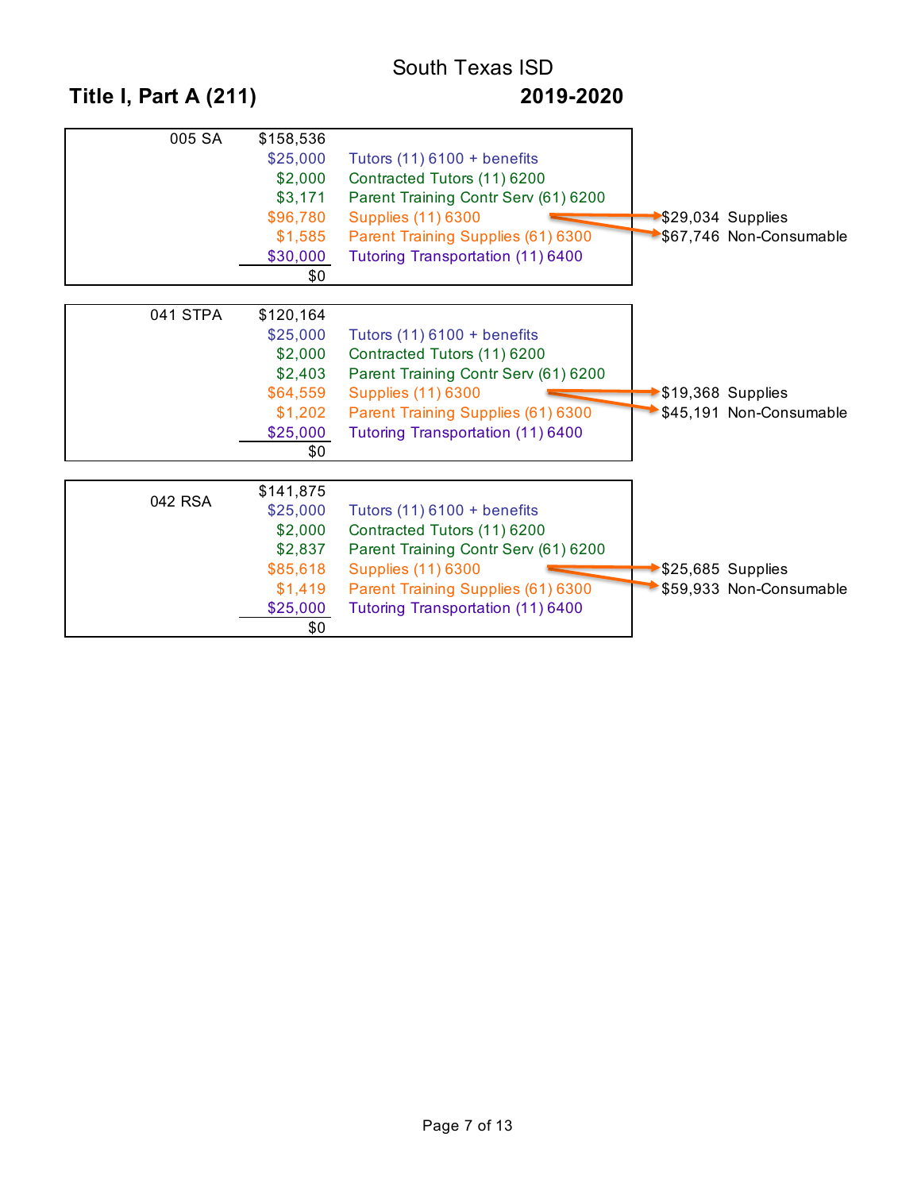# South Texas ISD

## Title I, Part A (211) — 2019-2020

### 005 SA

| Amount | Description |
| --- | --- |
| $158,536 | |
| $25,000 | Tutors (11) 6100 + benefits |
| $2,000 | Contracted Tutors (11) 6200 |
| $3,171 | Parent Training Contr Serv (61) 6200 |
| $96,780 | Supplies (11) 6300 → $29,034 Supplies; $67,746 Non-Consumable |
| $1,585 | Parent Training Supplies (61) 6300 |
| $30,000 | Tutoring Transportation (11) 6400 |
| $0 | |

### 041 STPA

| Amount | Description |
| --- | --- |
| $120,164 | |
| $25,000 | Tutors (11) 6100 + benefits |
| $2,000 | Contracted Tutors (11) 6200 |
| $2,403 | Parent Training Contr Serv (61) 6200 |
| $64,559 | Supplies (11) 6300 → $19,368 Supplies; $45,191 Non-Consumable |
| $1,202 | Parent Training Supplies (61) 6300 |
| $25,000 | Tutoring Transportation (11) 6400 |
| $0 | |

### 042 RSA

| Amount | Description |
| --- | --- |
| $141,875 | |
| $25,000 | Tutors (11) 6100 + benefits |
| $2,000 | Contracted Tutors (11) 6200 |
| $2,837 | Parent Training Contr Serv (61) 6200 |
| $85,618 | Supplies (11) 6300 → $25,685 Supplies; $59,933 Non-Consumable |
| $1,419 | Parent Training Supplies (61) 6300 |
| $25,000 | Tutoring Transportation (11) 6400 |
| $0 | |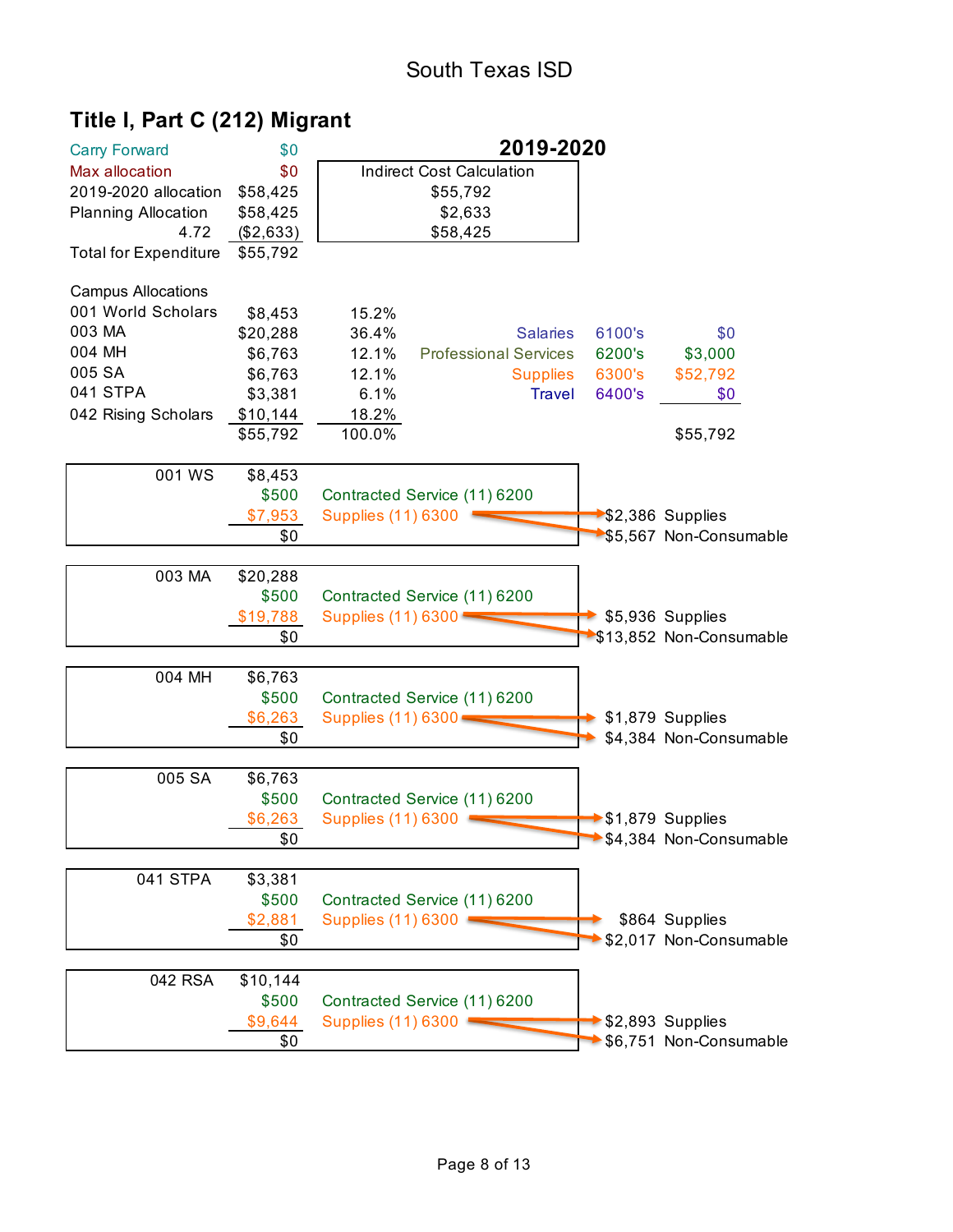# South Texas ISD

## Title I, Part C (212) Migrant

**2019-2020**

| | |
|---|---|
| Carry Forward | $0 |
| Max allocation | $0 |
| 2019-2020 allocation | $58,425 |
| Planning Allocation | $58,425 |
| 4.72 | ($2,633) |
| Total for Expenditure | $55,792 |

| Indirect Cost Calculation |
|---|
| $55,792 |
| $2,633 |
| $58,425 |

Campus Allocations

| Campus | Amount | Percent |
|---|---|---|
| 001 World Scholars | $8,453 | 15.2% |
| 003 MA | $20,288 | 36.4% |
| 004 MH | $6,763 | 12.1% |
| 005 SA | $6,763 | 12.1% |
| 041 STPA | $3,381 | 6.1% |
| 042 Rising Scholars | $10,144 | 18.2% |
| | $55,792 | 100.0% |

| Category | Object | Amount |
|---|---|---|
| Salaries | 6100's | $0 |
| Professional Services | 6200's | $3,000 |
| Supplies | 6300's | $52,792 |
| Travel | 6400's | $0 |
| | | $55,792 |

| Campus | Amount | Description | Supplies | Non-Consumable |
|---|---|---|---|---|
| 001 WS | $8,453 | | | |
| | $500 | Contracted Service (11) 6200 | | |
| | $7,953 | Supplies (11) 6300 | $2,386 | $5,567 |
| | $0 | | | |
| 003 MA | $20,288 | | | |
| | $500 | Contracted Service (11) 6200 | | |
| | $19,788 | Supplies (11) 6300 | $5,936 | $13,852 |
| | $0 | | | |
| 004 MH | $6,763 | | | |
| | $500 | Contracted Service (11) 6200 | | |
| | $6,263 | Supplies (11) 6300 | $1,879 | $4,384 |
| | $0 | | | |
| 005 SA | $6,763 | | | |
| | $500 | Contracted Service (11) 6200 | | |
| | $6,263 | Supplies (11) 6300 | $1,879 | $4,384 |
| | $0 | | | |
| 041 STPA | $3,381 | | | |
| | $500 | Contracted Service (11) 6200 | | |
| | $2,881 | Supplies (11) 6300 | $864 | $2,017 |
| | $0 | | | |
| 042 RSA | $10,144 | | | |
| | $500 | Contracted Service (11) 6200 | | |
| | $9,644 | Supplies (11) 6300 | $2,893 | $6,751 |
| | $0 | | | |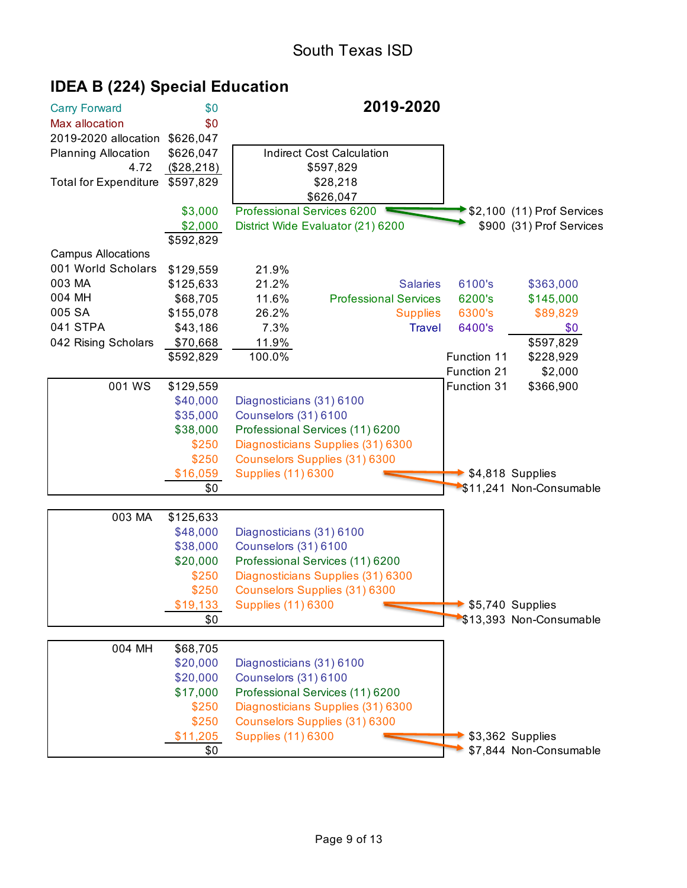# South Texas ISD

## IDEA B (224) Special Education

**2019-2020**

| | |
|---|---|
| Carry Forward | $0 |
| Max allocation | $0 |
| 2019-2020 allocation | $626,047 |
| Planning Allocation | $626,047 |
| 4.72 | ($28,218) |
| Total for Expenditure | $597,829 |

| Indirect Cost Calculation |
|---|
| $597,829 |
| $28,218 |
| $626,047 |

| Amount | Description | | |
|---|---|---|---|
| $3,000 | Professional Services 6200 | $2,100 | (11) Prof Services |
| $2,000 | District Wide Evaluator (21) 6200 | $900 | (31) Prof Services |
| $592,829 | | | |

Campus Allocations

| Campus | Allocation | Percent |
|---|---|---|
| 001 World Scholars | $129,559 | 21.9% |
| 003 MA | $125,633 | 21.2% |
| 004 MH | $68,705 | 11.6% |
| 005 SA | $155,078 | 26.2% |
| 041 STPA | $43,186 | 7.3% |
| 042 Rising Scholars | $70,668 | 11.9% |
| | $592,829 | 100.0% |

| Category | Object | Amount |
|---|---|---|
| Salaries | 6100's | $363,000 |
| Professional Services | 6200's | $145,000 |
| Supplies | 6300's | $89,829 |
| Travel | 6400's | $0 |
| | | $597,829 |
| | Function 11 | $228,929 |
| | Function 21 | $2,000 |
| | Function 31 | $366,900 |

| 001 WS | $129,559 | | | |
|---|---|---|---|---|
| | $40,000 | Diagnosticians (31) 6100 | | |
| | $35,000 | Counselors (31) 6100 | | |
| | $38,000 | Professional Services (11) 6200 | | |
| | $250 | Diagnosticians Supplies (31) 6300 | | |
| | $250 | Counselors Supplies (31) 6300 | | |
| | $16,059 | Supplies (11) 6300 | $4,818 | Supplies |
| | | | $11,241 | Non-Consumable |
| | $0 | | | |

| 003 MA | $125,633 | | | |
|---|---|---|---|---|
| | $48,000 | Diagnosticians (31) 6100 | | |
| | $38,000 | Counselors (31) 6100 | | |
| | $20,000 | Professional Services (11) 6200 | | |
| | $250 | Diagnosticians Supplies (31) 6300 | | |
| | $250 | Counselors Supplies (31) 6300 | | |
| | $19,133 | Supplies (11) 6300 | $5,740 | Supplies |
| | | | $13,393 | Non-Consumable |
| | $0 | | | |

| 004 MH | $68,705 | | | |
|---|---|---|---|---|
| | $20,000 | Diagnosticians (31) 6100 | | |
| | $20,000 | Counselors (31) 6100 | | |
| | $17,000 | Professional Services (11) 6200 | | |
| | $250 | Diagnosticians Supplies (31) 6300 | | |
| | $250 | Counselors Supplies (31) 6300 | | |
| | $11,205 | Supplies (11) 6300 | $3,362 | Supplies |
| | | | $7,844 | Non-Consumable |
| | $0 | | | |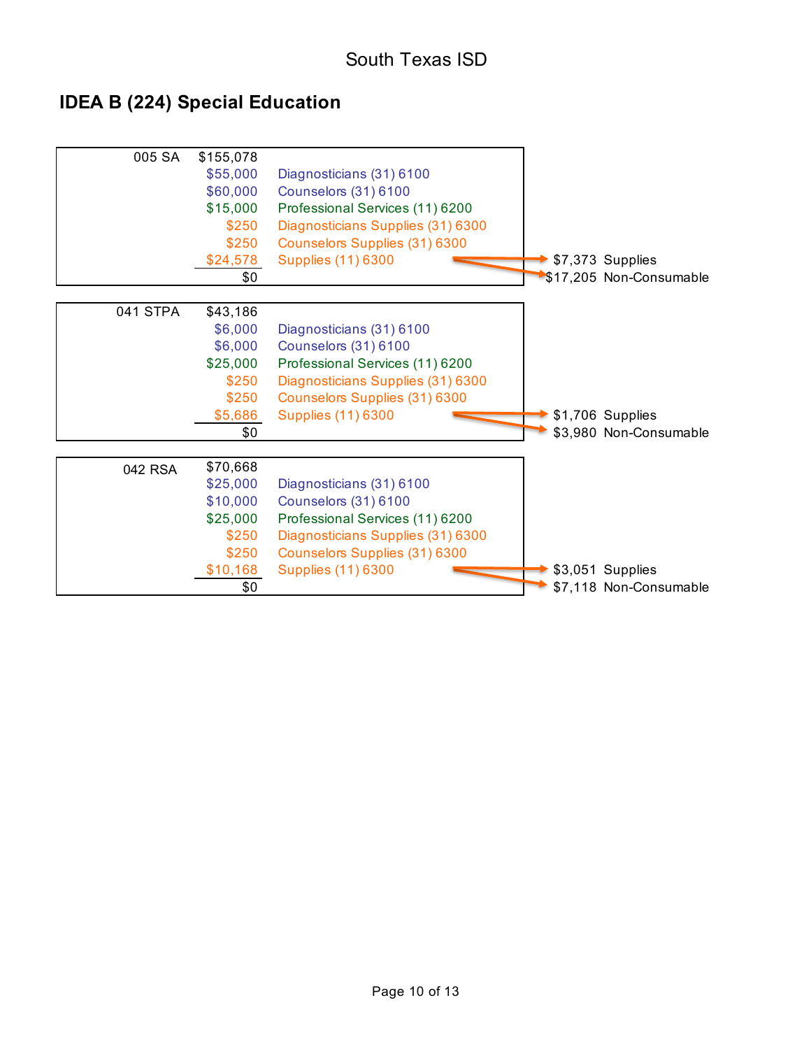South Texas ISD

## IDEA B (224) Special Education

| 005 SA | $155,078 | | |
|---|---|---|---|
| | $55,000 | Diagnosticians (31) 6100 | |
| | $60,000 | Counselors (31) 6100 | |
| | $15,000 | Professional Services (11) 6200 | |
| | $250 | Diagnosticians Supplies (31) 6300 | |
| | $250 | Counselors Supplies (31) 6300 | |
| | $24,578 | Supplies (11) 6300 | → $7,373 Supplies; → $17,205 Non-Consumable |
| | $0 | | |

| 041 STPA | $43,186 | | |
|---|---|---|---|
| | $6,000 | Diagnosticians (31) 6100 | |
| | $6,000 | Counselors (31) 6100 | |
| | $25,000 | Professional Services (11) 6200 | |
| | $250 | Diagnosticians Supplies (31) 6300 | |
| | $250 | Counselors Supplies (31) 6300 | |
| | $5,686 | Supplies (11) 6300 | → $1,706 Supplies; → $3,980 Non-Consumable |
| | $0 | | |

| 042 RSA | $70,668 | | |
|---|---|---|---|
| | $25,000 | Diagnosticians (31) 6100 | |
| | $10,000 | Counselors (31) 6100 | |
| | $25,000 | Professional Services (11) 6200 | |
| | $250 | Diagnosticians Supplies (31) 6300 | |
| | $250 | Counselors Supplies (31) 6300 | |
| | $10,168 | Supplies (11) 6300 | → $3,051 Supplies; → $7,118 Non-Consumable |
| | $0 | | |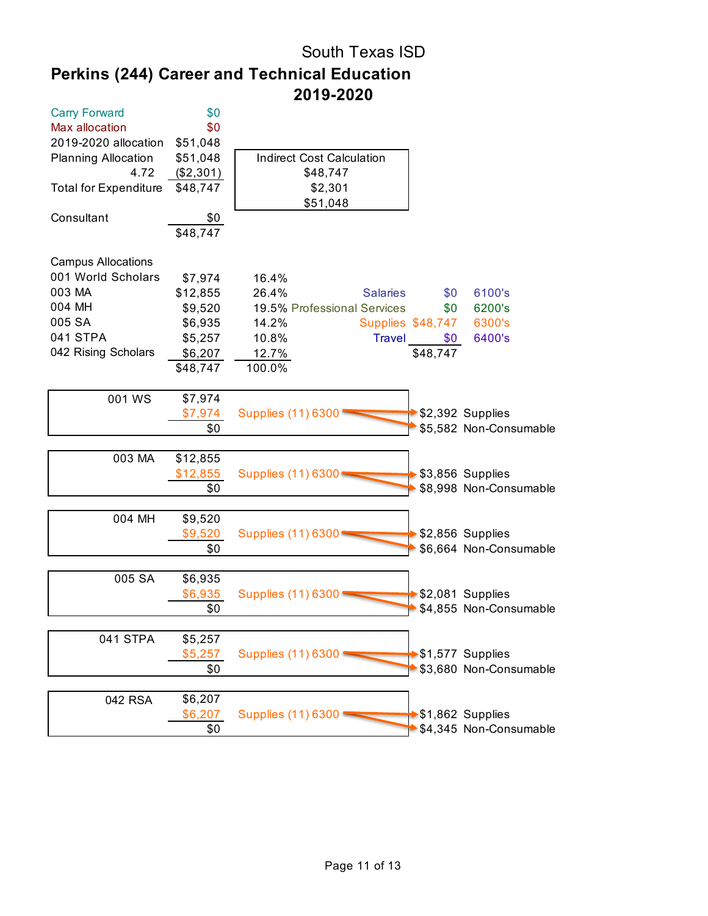South Texas ISD

# Perkins (244) Career and Technical Education

## 2019-2020

| | |
|---|---|
| Carry Forward | $0 |
| Max allocation | $0 |
| 2019-2020 allocation | $51,048 |
| Planning Allocation | $51,048 |
| 4.72 | ($2,301) |
| Total for Expenditure | $48,747 |
| | |
| Consultant | $0 |
| | $48,747 |

| Indirect Cost Calculation |
|---|
| $48,747 |
| $2,301 |
| $51,048 |

Campus Allocations

| Campus | Amount | Percent |
|---|---|---|
| 001 World Scholars | $7,974 | 16.4% |
| 003 MA | $12,855 | 26.4% |
| 004 MH | $9,520 | 19.5% |
| 005 SA | $6,935 | 14.2% |
| 041 STPA | $5,257 | 10.8% |
| 042 Rising Scholars | $6,207 | 12.7% |
| | $48,747 | 100.0% |

| Category | Amount | Code |
|---|---|---|
| Salaries | $0 | 6100's |
| Professional Services | $0 | 6200's |
| Supplies | $48,747 | 6300's |
| Travel | $0 | 6400's |
| | $48,747 | |

| Campus | Amount | Object | Split | Type |
|---|---|---|---|---|
| 001 WS | $7,974 | | | |
| | $7,974 | Supplies (11) 6300 | $2,392 | Supplies |
| | $0 | | $5,582 | Non-Consumable |
| 003 MA | $12,855 | | | |
| | $12,855 | Supplies (11) 6300 | $3,856 | Supplies |
| | $0 | | $8,998 | Non-Consumable |
| 004 MH | $9,520 | | | |
| | $9,520 | Supplies (11) 6300 | $2,856 | Supplies |
| | $0 | | $6,664 | Non-Consumable |
| 005 SA | $6,935 | | | |
| | $6,935 | Supplies (11) 6300 | $2,081 | Supplies |
| | $0 | | $4,855 | Non-Consumable |
| 041 STPA | $5,257 | | | |
| | $5,257 | Supplies (11) 6300 | $1,577 | Supplies |
| | $0 | | $3,680 | Non-Consumable |
| 042 RSA | $6,207 | | | |
| | $6,207 | Supplies (11) 6300 | $1,862 | Supplies |
| | $0 | | $4,345 | Non-Consumable |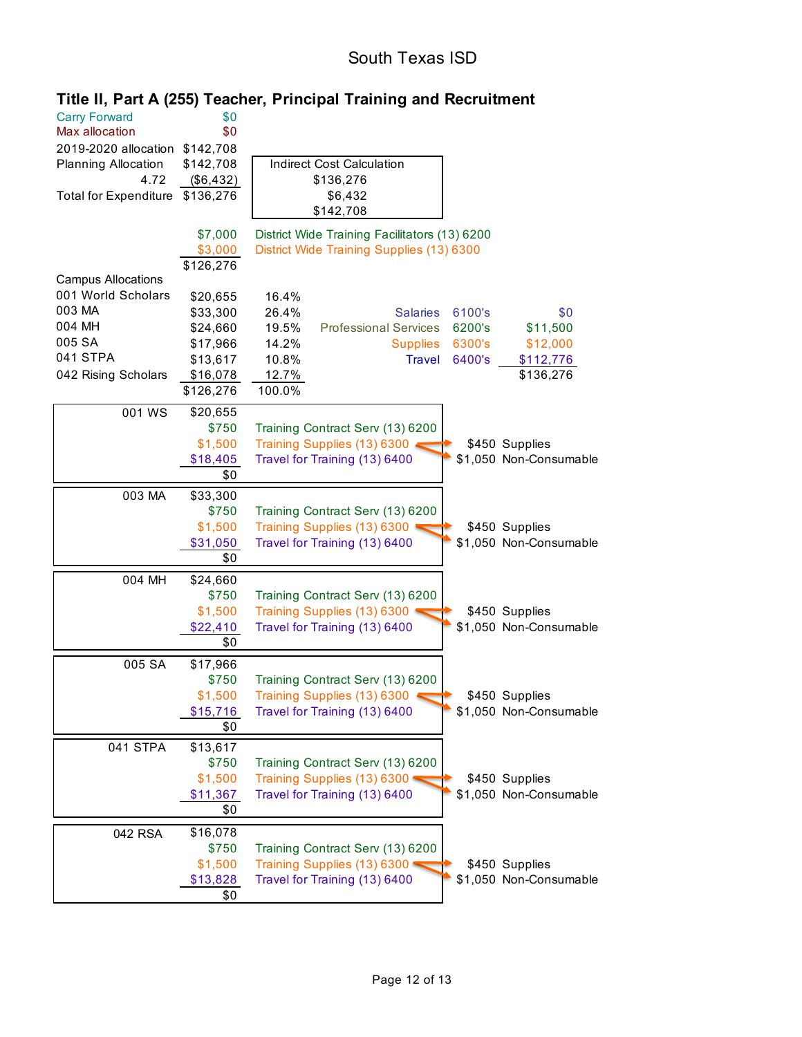# South Texas ISD

## Title II, Part A (255) Teacher, Principal Training and Recruitment

| | |
|---|---|
| Carry Forward | $0 |
| Max allocation | $0 |
| 2019-2020 allocation | $142,708 |
| Planning Allocation | $142,708 |
| 4.72 | ($6,432) |
| Total for Expenditure | $136,276 |

| Indirect Cost Calculation |
|---|
| $136,276 |
| $6,432 |
| $142,708 |

| | |
|---|---|
| $7,000 | District Wide Training Facilitators (13) 6200 |
| $3,000 | District Wide Training Supplies (13) 6300 |
| $126,276 | |

| Campus Allocations | | |
|---|---|---|
| 001 World Scholars | $20,655 | 16.4% |
| 003 MA | $33,300 | 26.4% |
| 004 MH | $24,660 | 19.5% |
| 005 SA | $17,966 | 14.2% |
| 041 STPA | $13,617 | 10.8% |
| 042 Rising Scholars | $16,078 | 12.7% |
| | $126,276 | 100.0% |

| | | |
|---|---|---|
| Salaries | 6100's | $0 |
| Professional Services | 6200's | $11,500 |
| Supplies | 6300's | $12,000 |
| Travel | 6400's | $112,776 |
| | | $136,276 |

| Campus | Amount | Description | Breakdown |
|---|---|---|---|
| 001 WS | $20,655 | | |
| | $750 | Training Contract Serv (13) 6200 | |
| | $1,500 | Training Supplies (13) 6300 | $450 Supplies; $1,050 Non-Consumable |
| | $18,405 | Travel for Training (13) 6400 | |
| | $0 | | |
| 003 MA | $33,300 | | |
| | $750 | Training Contract Serv (13) 6200 | |
| | $1,500 | Training Supplies (13) 6300 | $450 Supplies; $1,050 Non-Consumable |
| | $31,050 | Travel for Training (13) 6400 | |
| | $0 | | |
| 004 MH | $24,660 | | |
| | $750 | Training Contract Serv (13) 6200 | |
| | $1,500 | Training Supplies (13) 6300 | $450 Supplies; $1,050 Non-Consumable |
| | $22,410 | Travel for Training (13) 6400 | |
| | $0 | | |
| 005 SA | $17,966 | | |
| | $750 | Training Contract Serv (13) 6200 | |
| | $1,500 | Training Supplies (13) 6300 | $450 Supplies; $1,050 Non-Consumable |
| | $15,716 | Travel for Training (13) 6400 | |
| | $0 | | |
| 041 STPA | $13,617 | | |
| | $750 | Training Contract Serv (13) 6200 | |
| | $1,500 | Training Supplies (13) 6300 | $450 Supplies; $1,050 Non-Consumable |
| | $11,367 | Travel for Training (13) 6400 | |
| | $0 | | |
| 042 RSA | $16,078 | | |
| | $750 | Training Contract Serv (13) 6200 | |
| | $1,500 | Training Supplies (13) 6300 | $450 Supplies; $1,050 Non-Consumable |
| | $13,828 | Travel for Training (13) 6400 | |
| | $0 | | |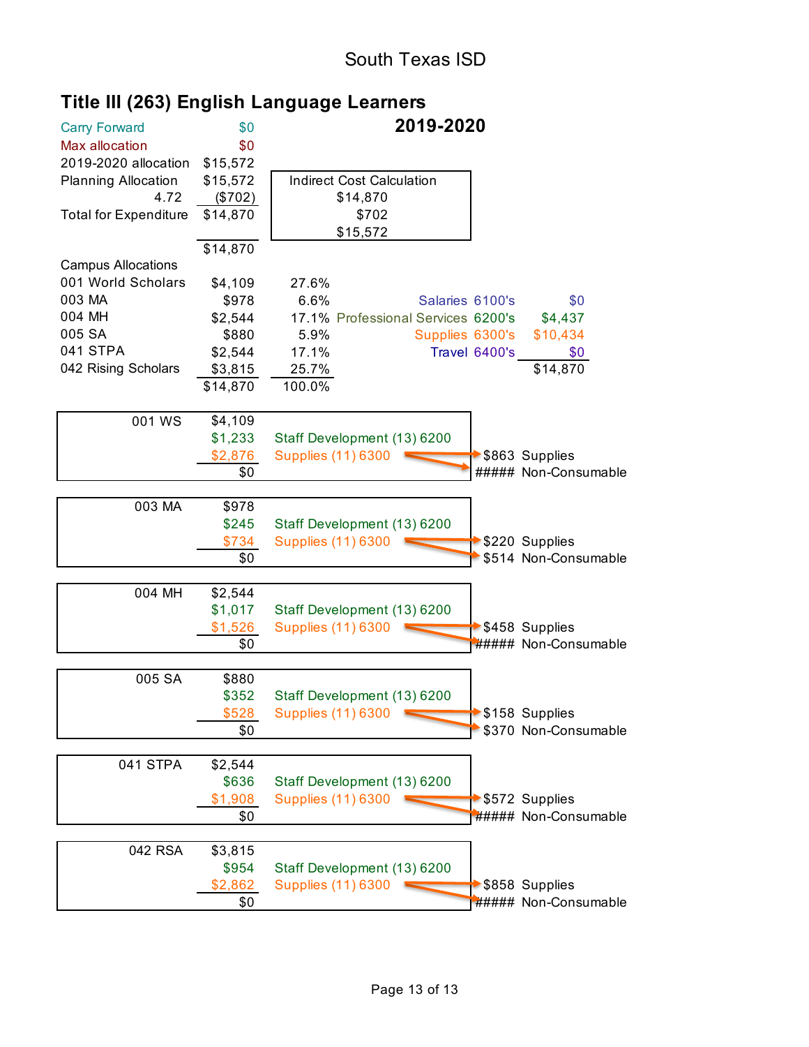South Texas ISD

## Title III (263) English Language Learners

**2019-2020**

| | |
|---|---|
| Carry Forward | $0 |
| Max allocation | $0 |
| 2019-2020 allocation | $15,572 |
| Planning Allocation | $15,572 |
| 4.72 | ($702) |
| Total for Expenditure | $14,870 |
| | $14,870 |

| Indirect Cost Calculation |
|---|
| $14,870 |
| $702 |
| $15,572 |

Campus Allocations

| | | |
|---|---|---|
| 001 World Scholars | $4,109 | 27.6% |
| 003 MA | $978 | 6.6% |
| 004 MH | $2,544 | 17.1% |
| 005 SA | $880 | 5.9% |
| 041 STPA | $2,544 | 17.1% |
| 042 Rising Scholars | $3,815 | 25.7% |
| | $14,870 | 100.0% |

| | | |
|---|---|---|
| Salaries | 6100's | $0 |
| Professional Services | 6200's | $4,437 |
| Supplies | 6300's | $10,434 |
| Travel | 6400's | $0 |
| | | $14,870 |

| | | | |
|---|---|---|---|
| 001 WS | $4,109 | | |
| | $1,233 | Staff Development (13) 6200 | |
| | $2,876 | Supplies (11) 6300 | $863 Supplies; ##### Non-Consumable |
| | $0 | | |
| 003 MA | $978 | | |
| | $245 | Staff Development (13) 6200 | |
| | $734 | Supplies (11) 6300 | $220 Supplies; $514 Non-Consumable |
| | $0 | | |
| 004 MH | $2,544 | | |
| | $1,017 | Staff Development (13) 6200 | |
| | $1,526 | Supplies (11) 6300 | $458 Supplies; ##### Non-Consumable |
| | $0 | | |
| 005 SA | $880 | | |
| | $352 | Staff Development (13) 6200 | |
| | $528 | Supplies (11) 6300 | $158 Supplies; $370 Non-Consumable |
| | $0 | | |
| 041 STPA | $2,544 | | |
| | $636 | Staff Development (13) 6200 | |
| | $1,908 | Supplies (11) 6300 | $572 Supplies; ##### Non-Consumable |
| | $0 | | |
| 042 RSA | $3,815 | | |
| | $954 | Staff Development (13) 6200 | |
| | $2,862 | Supplies (11) 6300 | $858 Supplies; ##### Non-Consumable |
| | $0 | | |